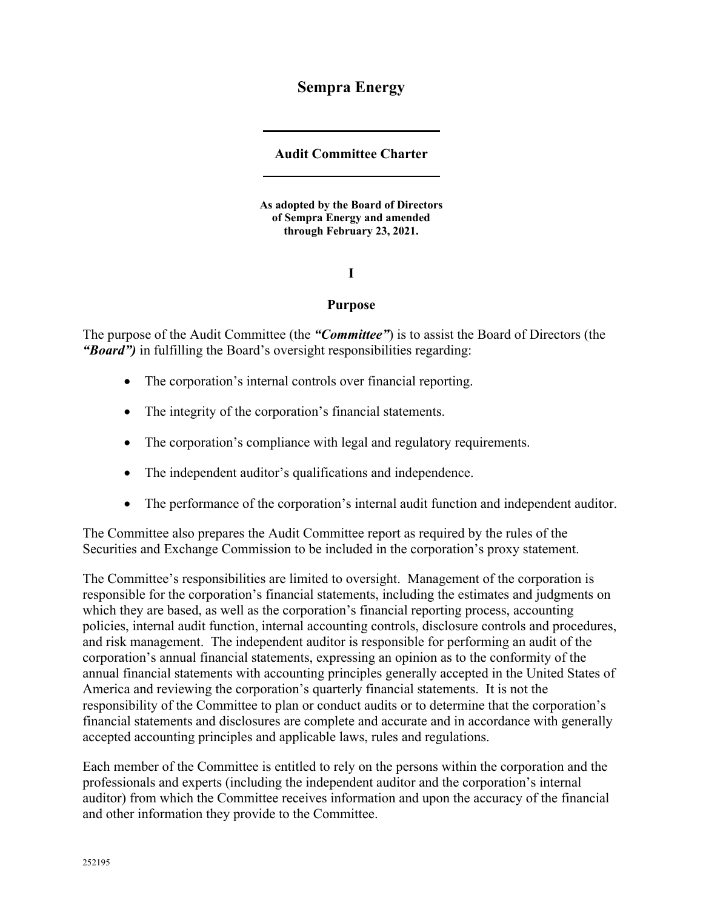# Sempra Energy

## Audit Committee Charter

**As adopted by the Board of Directors of Sempra Energy and amended through February 23, 2021.**

## I

## Purpose

The purpose of the Audit Committee (the ***"Committee"***) is to assist the Board of Directors (the ***"Board")*** in fulfilling the Board's oversight responsibilities regarding:

- The corporation's internal controls over financial reporting.
- The integrity of the corporation's financial statements.
- The corporation's compliance with legal and regulatory requirements.
- The independent auditor's qualifications and independence.
- The performance of the corporation's internal audit function and independent auditor.

The Committee also prepares the Audit Committee report as required by the rules of the Securities and Exchange Commission to be included in the corporation's proxy statement.

The Committee's responsibilities are limited to oversight. Management of the corporation is responsible for the corporation's financial statements, including the estimates and judgments on which they are based, as well as the corporation's financial reporting process, accounting policies, internal audit function, internal accounting controls, disclosure controls and procedures, and risk management. The independent auditor is responsible for performing an audit of the corporation's annual financial statements, expressing an opinion as to the conformity of the annual financial statements with accounting principles generally accepted in the United States of America and reviewing the corporation's quarterly financial statements. It is not the responsibility of the Committee to plan or conduct audits or to determine that the corporation's financial statements and disclosures are complete and accurate and in accordance with generally accepted accounting principles and applicable laws, rules and regulations.

Each member of the Committee is entitled to rely on the persons within the corporation and the professionals and experts (including the independent auditor and the corporation's internal auditor) from which the Committee receives information and upon the accuracy of the financial and other information they provide to the Committee.

252195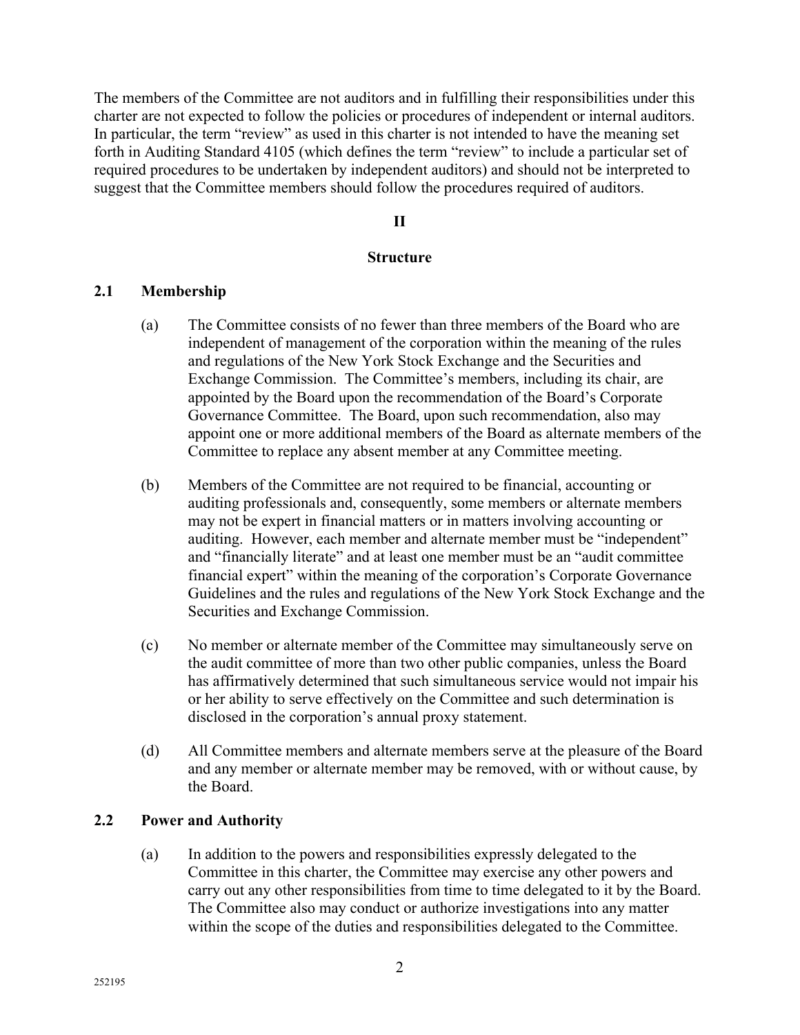The members of the Committee are not auditors and in fulfilling their responsibilities under this charter are not expected to follow the policies or procedures of independent or internal auditors. In particular, the term "review" as used in this charter is not intended to have the meaning set forth in Auditing Standard 4105 (which defines the term "review" to include a particular set of required procedures to be undertaken by independent auditors) and should not be interpreted to suggest that the Committee members should follow the procedures required of auditors.

## II

## Structure

### 2.1 Membership

(a) The Committee consists of no fewer than three members of the Board who are independent of management of the corporation within the meaning of the rules and regulations of the New York Stock Exchange and the Securities and Exchange Commission. The Committee's members, including its chair, are appointed by the Board upon the recommendation of the Board's Corporate Governance Committee. The Board, upon such recommendation, also may appoint one or more additional members of the Board as alternate members of the Committee to replace any absent member at any Committee meeting.

(b) Members of the Committee are not required to be financial, accounting or auditing professionals and, consequently, some members or alternate members may not be expert in financial matters or in matters involving accounting or auditing. However, each member and alternate member must be "independent" and "financially literate" and at least one member must be an "audit committee financial expert" within the meaning of the corporation's Corporate Governance Guidelines and the rules and regulations of the New York Stock Exchange and the Securities and Exchange Commission.

(c) No member or alternate member of the Committee may simultaneously serve on the audit committee of more than two other public companies, unless the Board has affirmatively determined that such simultaneous service would not impair his or her ability to serve effectively on the Committee and such determination is disclosed in the corporation's annual proxy statement.

(d) All Committee members and alternate members serve at the pleasure of the Board and any member or alternate member may be removed, with or without cause, by the Board.

### 2.2 Power and Authority

(a) In addition to the powers and responsibilities expressly delegated to the Committee in this charter, the Committee may exercise any other powers and carry out any other responsibilities from time to time delegated to it by the Board. The Committee also may conduct or authorize investigations into any matter within the scope of the duties and responsibilities delegated to the Committee.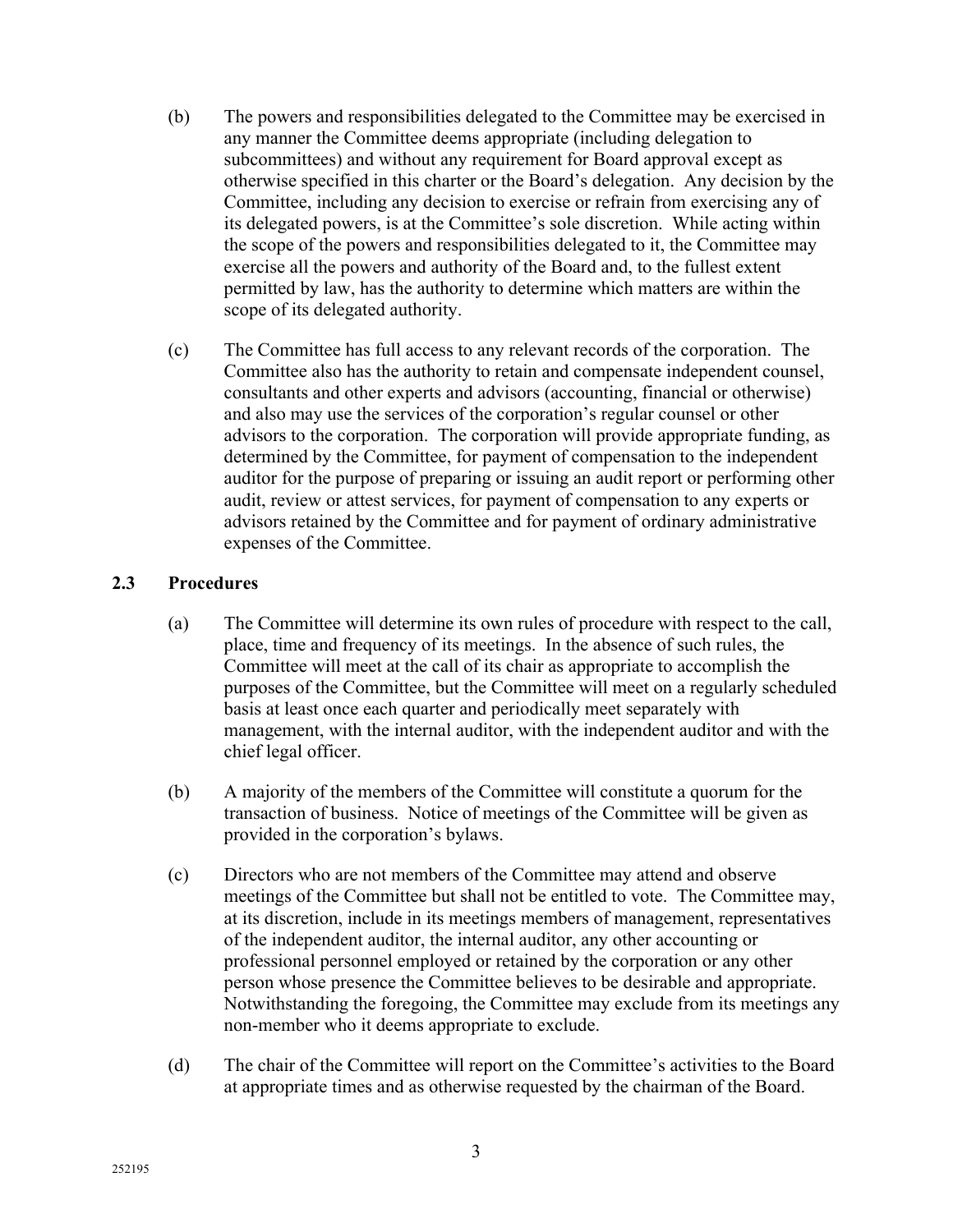(b) The powers and responsibilities delegated to the Committee may be exercised in any manner the Committee deems appropriate (including delegation to subcommittees) and without any requirement for Board approval except as otherwise specified in this charter or the Board's delegation. Any decision by the Committee, including any decision to exercise or refrain from exercising any of its delegated powers, is at the Committee's sole discretion. While acting within the scope of the powers and responsibilities delegated to it, the Committee may exercise all the powers and authority of the Board and, to the fullest extent permitted by law, has the authority to determine which matters are within the scope of its delegated authority.

(c) The Committee has full access to any relevant records of the corporation. The Committee also has the authority to retain and compensate independent counsel, consultants and other experts and advisors (accounting, financial or otherwise) and also may use the services of the corporation's regular counsel or other advisors to the corporation. The corporation will provide appropriate funding, as determined by the Committee, for payment of compensation to the independent auditor for the purpose of preparing or issuing an audit report or performing other audit, review or attest services, for payment of compensation to any experts or advisors retained by the Committee and for payment of ordinary administrative expenses of the Committee.

### 2.3 Procedures

(a) The Committee will determine its own rules of procedure with respect to the call, place, time and frequency of its meetings. In the absence of such rules, the Committee will meet at the call of its chair as appropriate to accomplish the purposes of the Committee, but the Committee will meet on a regularly scheduled basis at least once each quarter and periodically meet separately with management, with the internal auditor, with the independent auditor and with the chief legal officer.

(b) A majority of the members of the Committee will constitute a quorum for the transaction of business. Notice of meetings of the Committee will be given as provided in the corporation's bylaws.

(c) Directors who are not members of the Committee may attend and observe meetings of the Committee but shall not be entitled to vote. The Committee may, at its discretion, include in its meetings members of management, representatives of the independent auditor, the internal auditor, any other accounting or professional personnel employed or retained by the corporation or any other person whose presence the Committee believes to be desirable and appropriate. Notwithstanding the foregoing, the Committee may exclude from its meetings any non-member who it deems appropriate to exclude.

(d) The chair of the Committee will report on the Committee's activities to the Board at appropriate times and as otherwise requested by the chairman of the Board.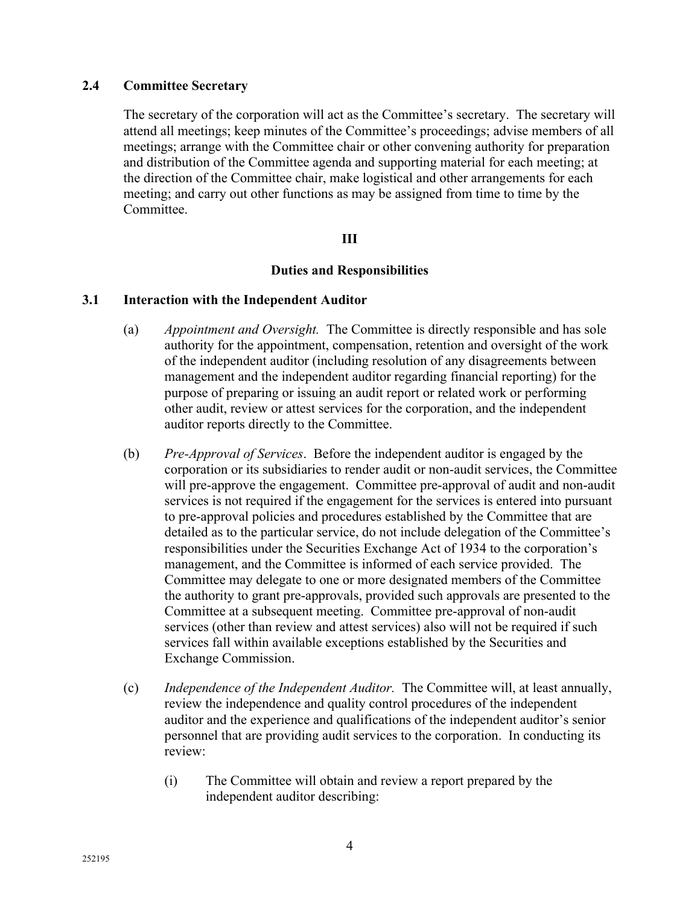### 2.4 Committee Secretary

The secretary of the corporation will act as the Committee's secretary. The secretary will attend all meetings; keep minutes of the Committee's proceedings; advise members of all meetings; arrange with the Committee chair or other convening authority for preparation and distribution of the Committee agenda and supporting material for each meeting; at the direction of the Committee chair, make logistical and other arrangements for each meeting; and carry out other functions as may be assigned from time to time by the Committee.

## III

## Duties and Responsibilities

### 3.1 Interaction with the Independent Auditor

(a) *Appointment and Oversight.* The Committee is directly responsible and has sole authority for the appointment, compensation, retention and oversight of the work of the independent auditor (including resolution of any disagreements between management and the independent auditor regarding financial reporting) for the purpose of preparing or issuing an audit report or related work or performing other audit, review or attest services for the corporation, and the independent auditor reports directly to the Committee.

(b) *Pre-Approval of Services*. Before the independent auditor is engaged by the corporation or its subsidiaries to render audit or non-audit services, the Committee will pre-approve the engagement. Committee pre-approval of audit and non-audit services is not required if the engagement for the services is entered into pursuant to pre-approval policies and procedures established by the Committee that are detailed as to the particular service, do not include delegation of the Committee's responsibilities under the Securities Exchange Act of 1934 to the corporation's management, and the Committee is informed of each service provided. The Committee may delegate to one or more designated members of the Committee the authority to grant pre-approvals, provided such approvals are presented to the Committee at a subsequent meeting. Committee pre-approval of non-audit services (other than review and attest services) also will not be required if such services fall within available exceptions established by the Securities and Exchange Commission.

(c) *Independence of the Independent Auditor.* The Committee will, at least annually, review the independence and quality control procedures of the independent auditor and the experience and qualifications of the independent auditor's senior personnel that are providing audit services to the corporation. In conducting its review:

(i) The Committee will obtain and review a report prepared by the independent auditor describing: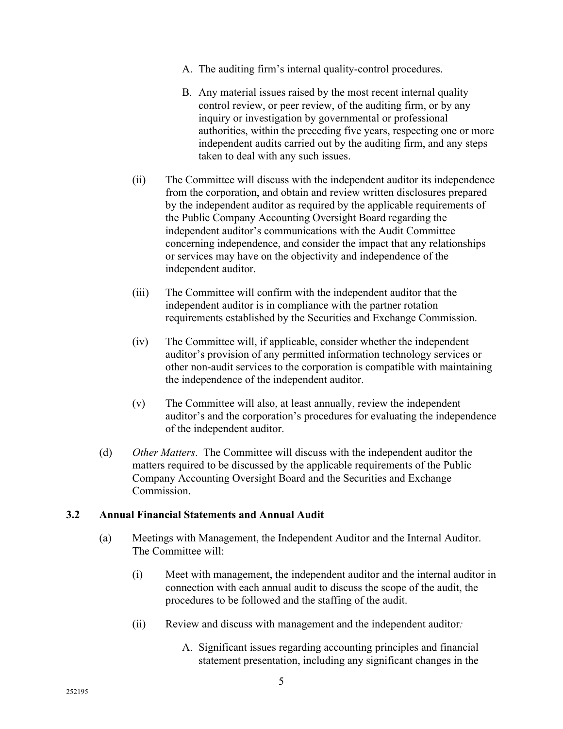A. The auditing firm's internal quality-control procedures.

B. Any material issues raised by the most recent internal quality control review, or peer review, of the auditing firm, or by any inquiry or investigation by governmental or professional authorities, within the preceding five years, respecting one or more independent audits carried out by the auditing firm, and any steps taken to deal with any such issues.

(ii) The Committee will discuss with the independent auditor its independence from the corporation, and obtain and review written disclosures prepared by the independent auditor as required by the applicable requirements of the Public Company Accounting Oversight Board regarding the independent auditor's communications with the Audit Committee concerning independence, and consider the impact that any relationships or services may have on the objectivity and independence of the independent auditor.

(iii) The Committee will confirm with the independent auditor that the independent auditor is in compliance with the partner rotation requirements established by the Securities and Exchange Commission.

(iv) The Committee will, if applicable, consider whether the independent auditor's provision of any permitted information technology services or other non-audit services to the corporation is compatible with maintaining the independence of the independent auditor.

(v) The Committee will also, at least annually, review the independent auditor's and the corporation's procedures for evaluating the independence of the independent auditor.

(d) *Other Matters*. The Committee will discuss with the independent auditor the matters required to be discussed by the applicable requirements of the Public Company Accounting Oversight Board and the Securities and Exchange Commission.

### 3.2 Annual Financial Statements and Annual Audit

(a) Meetings with Management, the Independent Auditor and the Internal Auditor. The Committee will:

(i) Meet with management, the independent auditor and the internal auditor in connection with each annual audit to discuss the scope of the audit, the procedures to be followed and the staffing of the audit.

(ii) Review and discuss with management and the independent auditor*:*

A. Significant issues regarding accounting principles and financial statement presentation, including any significant changes in the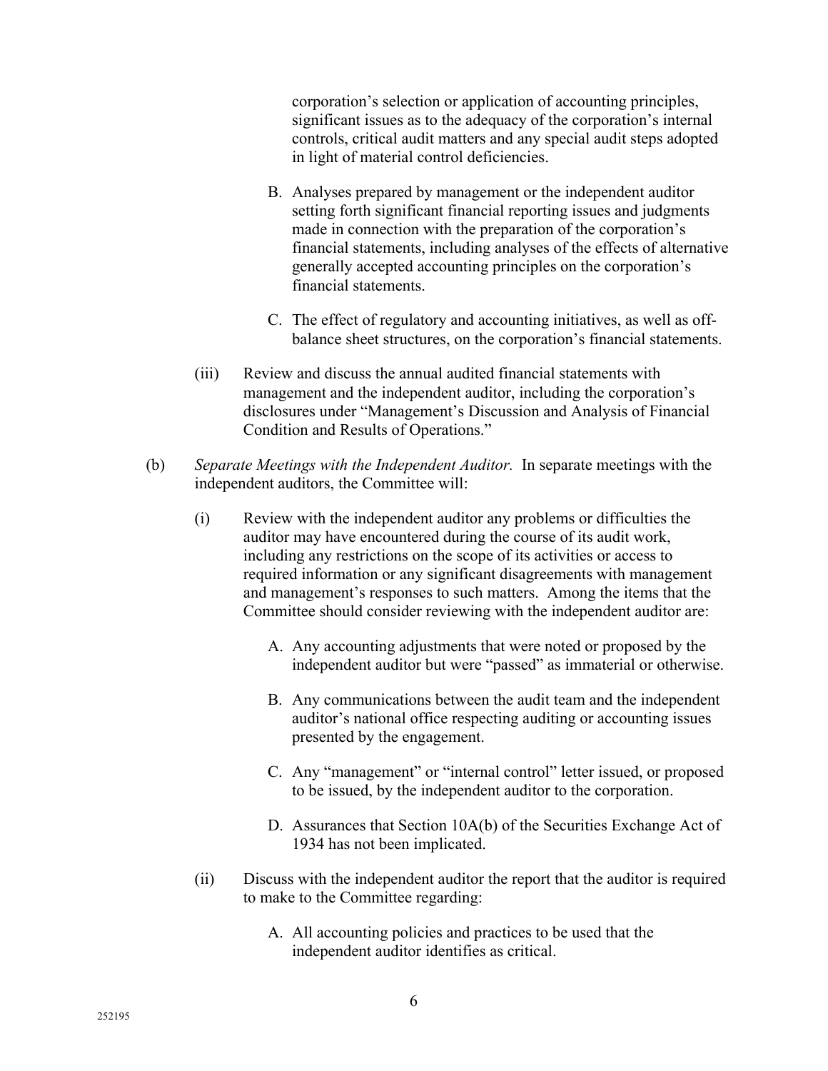corporation's selection or application of accounting principles, significant issues as to the adequacy of the corporation's internal controls, critical audit matters and any special audit steps adopted in light of material control deficiencies.

B. Analyses prepared by management or the independent auditor setting forth significant financial reporting issues and judgments made in connection with the preparation of the corporation's financial statements, including analyses of the effects of alternative generally accepted accounting principles on the corporation's financial statements.

C. The effect of regulatory and accounting initiatives, as well as off-balance sheet structures, on the corporation's financial statements.

(iii) Review and discuss the annual audited financial statements with management and the independent auditor, including the corporation's disclosures under "Management's Discussion and Analysis of Financial Condition and Results of Operations."

(b) *Separate Meetings with the Independent Auditor.* In separate meetings with the independent auditors, the Committee will:

(i) Review with the independent auditor any problems or difficulties the auditor may have encountered during the course of its audit work, including any restrictions on the scope of its activities or access to required information or any significant disagreements with management and management's responses to such matters. Among the items that the Committee should consider reviewing with the independent auditor are:

A. Any accounting adjustments that were noted or proposed by the independent auditor but were "passed" as immaterial or otherwise.

B. Any communications between the audit team and the independent auditor's national office respecting auditing or accounting issues presented by the engagement.

C. Any "management" or "internal control" letter issued, or proposed to be issued, by the independent auditor to the corporation.

D. Assurances that Section 10A(b) of the Securities Exchange Act of 1934 has not been implicated.

(ii) Discuss with the independent auditor the report that the auditor is required to make to the Committee regarding:

A. All accounting policies and practices to be used that the independent auditor identifies as critical.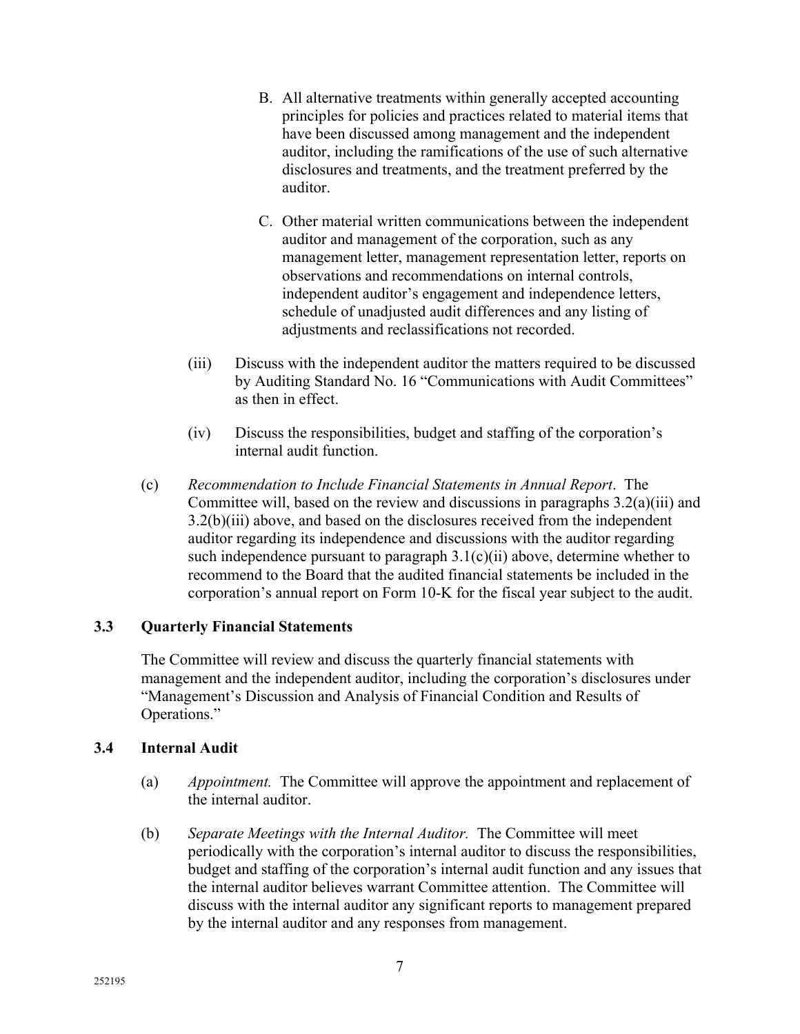B. All alternative treatments within generally accepted accounting principles for policies and practices related to material items that have been discussed among management and the independent auditor, including the ramifications of the use of such alternative disclosures and treatments, and the treatment preferred by the auditor.

C. Other material written communications between the independent auditor and management of the corporation, such as any management letter, management representation letter, reports on observations and recommendations on internal controls, independent auditor's engagement and independence letters, schedule of unadjusted audit differences and any listing of adjustments and reclassifications not recorded.

(iii) Discuss with the independent auditor the matters required to be discussed by Auditing Standard No. 16 "Communications with Audit Committees" as then in effect.

(iv) Discuss the responsibilities, budget and staffing of the corporation's internal audit function.

(c) *Recommendation to Include Financial Statements in Annual Report*. The Committee will, based on the review and discussions in paragraphs 3.2(a)(iii) and 3.2(b)(iii) above, and based on the disclosures received from the independent auditor regarding its independence and discussions with the auditor regarding such independence pursuant to paragraph 3.1(c)(ii) above, determine whether to recommend to the Board that the audited financial statements be included in the corporation's annual report on Form 10-K for the fiscal year subject to the audit.

### 3.3 Quarterly Financial Statements

The Committee will review and discuss the quarterly financial statements with management and the independent auditor, including the corporation's disclosures under "Management's Discussion and Analysis of Financial Condition and Results of Operations."

### 3.4 Internal Audit

(a) *Appointment.* The Committee will approve the appointment and replacement of the internal auditor.

(b) *Separate Meetings with the Internal Auditor.* The Committee will meet periodically with the corporation's internal auditor to discuss the responsibilities, budget and staffing of the corporation's internal audit function and any issues that the internal auditor believes warrant Committee attention. The Committee will discuss with the internal auditor any significant reports to management prepared by the internal auditor and any responses from management.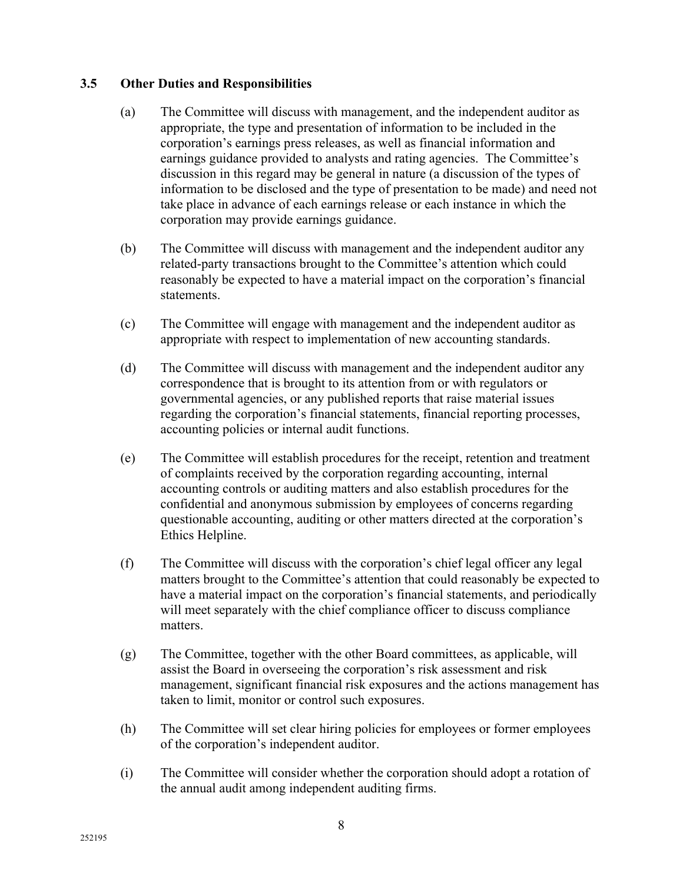### 3.5 Other Duties and Responsibilities

(a) The Committee will discuss with management, and the independent auditor as appropriate, the type and presentation of information to be included in the corporation's earnings press releases, as well as financial information and earnings guidance provided to analysts and rating agencies. The Committee's discussion in this regard may be general in nature (a discussion of the types of information to be disclosed and the type of presentation to be made) and need not take place in advance of each earnings release or each instance in which the corporation may provide earnings guidance.

(b) The Committee will discuss with management and the independent auditor any related-party transactions brought to the Committee's attention which could reasonably be expected to have a material impact on the corporation's financial statements.

(c) The Committee will engage with management and the independent auditor as appropriate with respect to implementation of new accounting standards.

(d) The Committee will discuss with management and the independent auditor any correspondence that is brought to its attention from or with regulators or governmental agencies, or any published reports that raise material issues regarding the corporation's financial statements, financial reporting processes, accounting policies or internal audit functions.

(e) The Committee will establish procedures for the receipt, retention and treatment of complaints received by the corporation regarding accounting, internal accounting controls or auditing matters and also establish procedures for the confidential and anonymous submission by employees of concerns regarding questionable accounting, auditing or other matters directed at the corporation's Ethics Helpline.

(f) The Committee will discuss with the corporation's chief legal officer any legal matters brought to the Committee's attention that could reasonably be expected to have a material impact on the corporation's financial statements, and periodically will meet separately with the chief compliance officer to discuss compliance matters.

(g) The Committee, together with the other Board committees, as applicable, will assist the Board in overseeing the corporation's risk assessment and risk management, significant financial risk exposures and the actions management has taken to limit, monitor or control such exposures.

(h) The Committee will set clear hiring policies for employees or former employees of the corporation's independent auditor.

(i) The Committee will consider whether the corporation should adopt a rotation of the annual audit among independent auditing firms.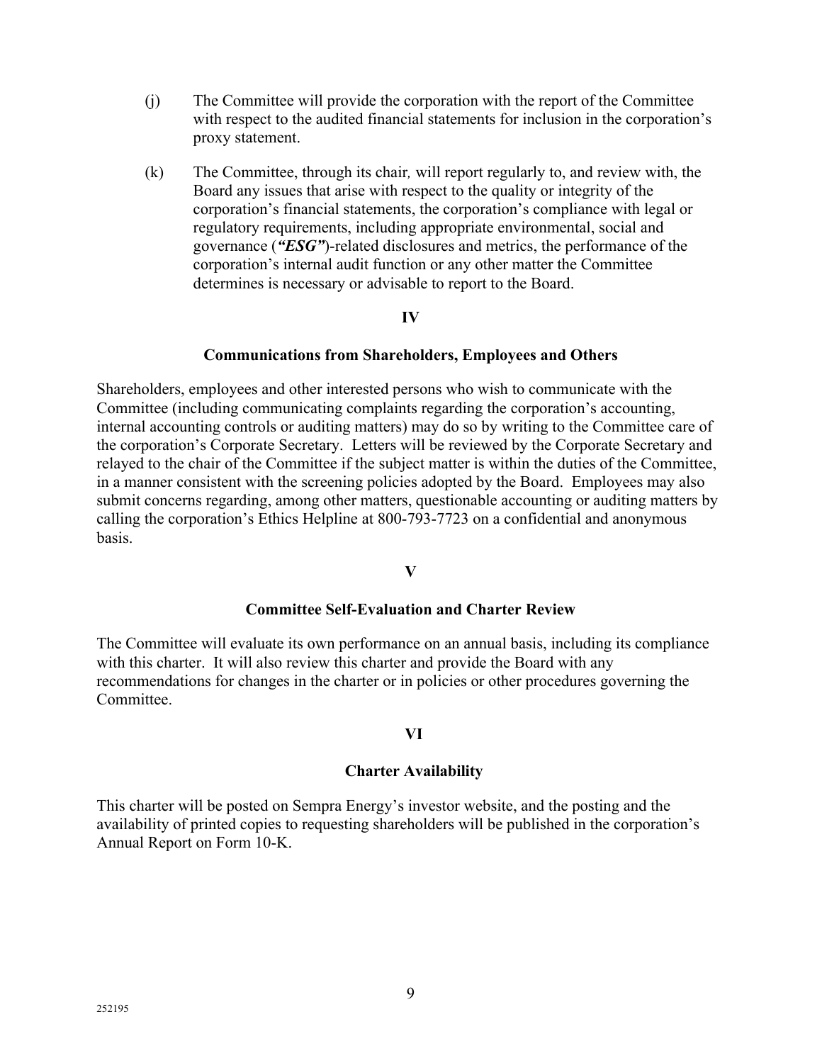(j) The Committee will provide the corporation with the report of the Committee with respect to the audited financial statements for inclusion in the corporation's proxy statement.

(k) The Committee, through its chair*,* will report regularly to, and review with, the Board any issues that arise with respect to the quality or integrity of the corporation's financial statements, the corporation's compliance with legal or regulatory requirements, including appropriate environmental, social and governance (***"ESG"***)-related disclosures and metrics, the performance of the corporation's internal audit function or any other matter the Committee determines is necessary or advisable to report to the Board.

## IV

## Communications from Shareholders, Employees and Others

Shareholders, employees and other interested persons who wish to communicate with the Committee (including communicating complaints regarding the corporation's accounting, internal accounting controls or auditing matters) may do so by writing to the Committee care of the corporation's Corporate Secretary. Letters will be reviewed by the Corporate Secretary and relayed to the chair of the Committee if the subject matter is within the duties of the Committee, in a manner consistent with the screening policies adopted by the Board. Employees may also submit concerns regarding, among other matters, questionable accounting or auditing matters by calling the corporation's Ethics Helpline at 800-793-7723 on a confidential and anonymous basis.

## V

## Committee Self-Evaluation and Charter Review

The Committee will evaluate its own performance on an annual basis, including its compliance with this charter. It will also review this charter and provide the Board with any recommendations for changes in the charter or in policies or other procedures governing the Committee.

## VI

## Charter Availability

This charter will be posted on Sempra Energy's investor website, and the posting and the availability of printed copies to requesting shareholders will be published in the corporation's Annual Report on Form 10-K.

252195